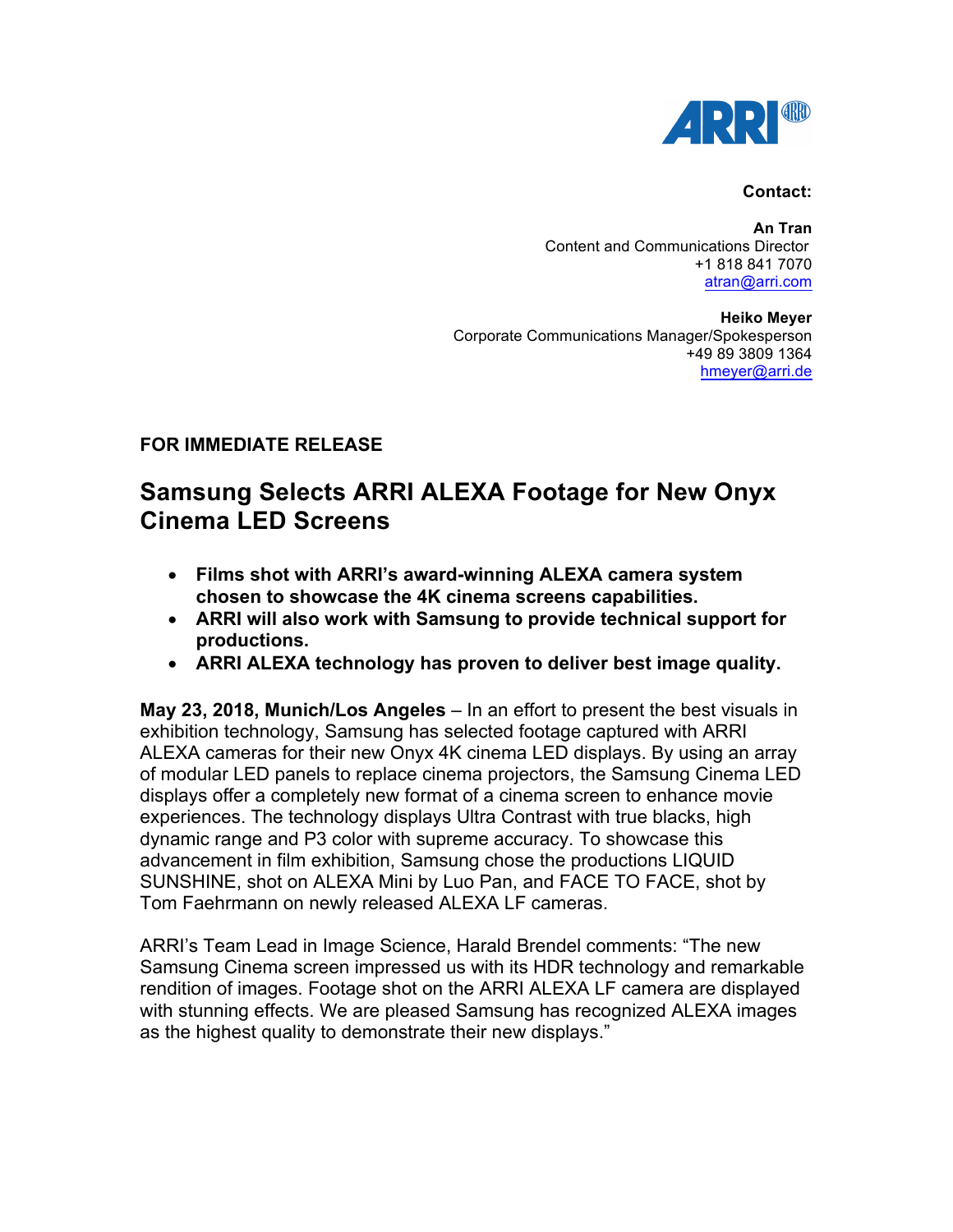ARRI

**Contact:**

**An Tran**
Content and Communications Director
+1 818 841 7070
atran@arri.com

**Heiko Meyer**
Corporate Communications Manager/Spokesperson
+49 89 3809 1364
hmeyer@arri.de

**FOR IMMEDIATE RELEASE**

# Samsung Selects ARRI ALEXA Footage for New Onyx Cinema LED Screens

- **Films shot with ARRI's award-winning ALEXA camera system chosen to showcase the 4K cinema screens capabilities.**
- **ARRI will also work with Samsung to provide technical support for productions.**
- **ARRI ALEXA technology has proven to deliver best image quality.**

**May 23, 2018, Munich/Los Angeles** – In an effort to present the best visuals in exhibition technology, Samsung has selected footage captured with ARRI ALEXA cameras for their new Onyx 4K cinema LED displays. By using an array of modular LED panels to replace cinema projectors, the Samsung Cinema LED displays offer a completely new format of a cinema screen to enhance movie experiences. The technology displays Ultra Contrast with true blacks, high dynamic range and P3 color with supreme accuracy. To showcase this advancement in film exhibition, Samsung chose the productions LIQUID SUNSHINE, shot on ALEXA Mini by Luo Pan, and FACE TO FACE, shot by Tom Faehrmann on newly released ALEXA LF cameras.

ARRI's Team Lead in Image Science, Harald Brendel comments: "The new Samsung Cinema screen impressed us with its HDR technology and remarkable rendition of images. Footage shot on the ARRI ALEXA LF camera are displayed with stunning effects. We are pleased Samsung has recognized ALEXA images as the highest quality to demonstrate their new displays."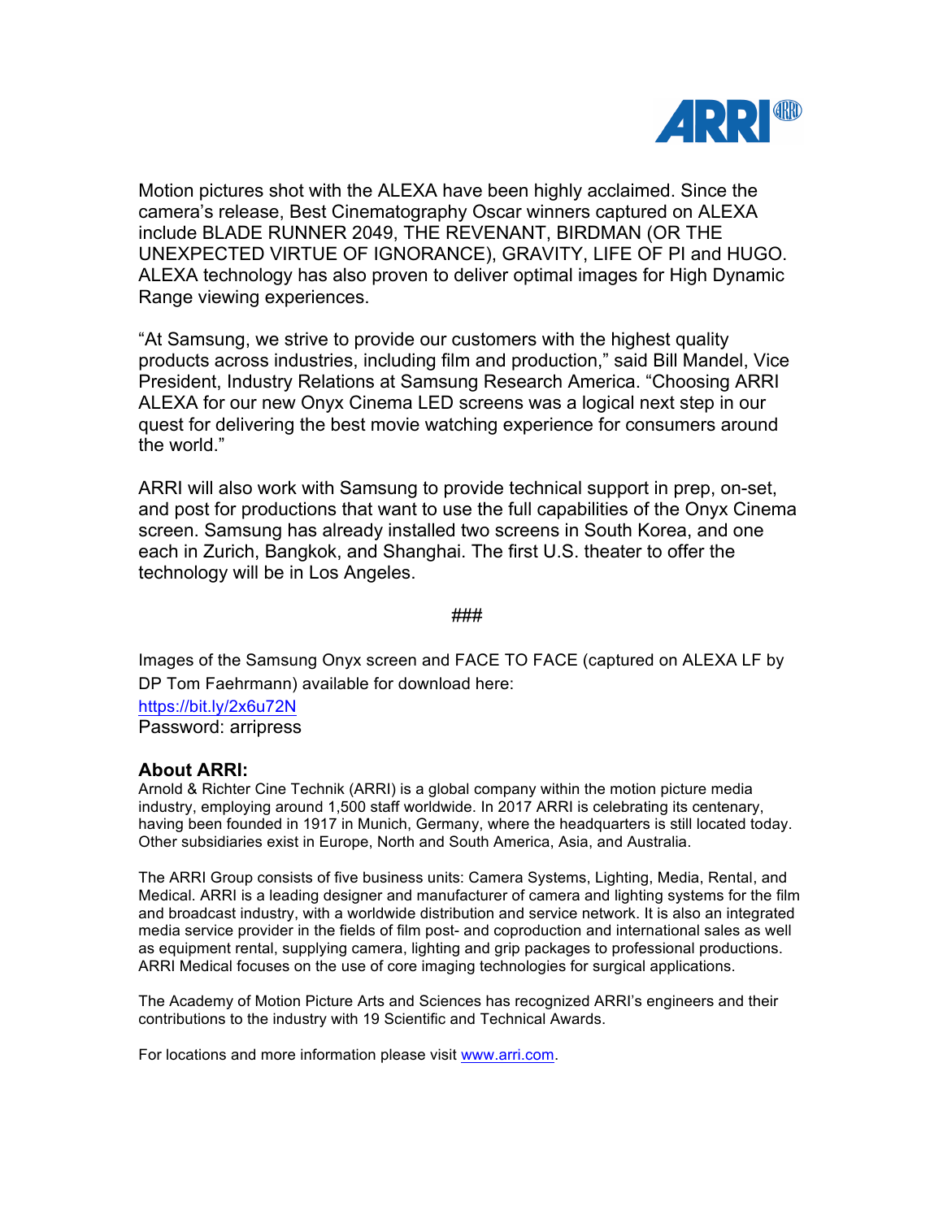Motion pictures shot with the ALEXA have been highly acclaimed. Since the camera's release, Best Cinematography Oscar winners captured on ALEXA include BLADE RUNNER 2049, THE REVENANT, BIRDMAN (OR THE UNEXPECTED VIRTUE OF IGNORANCE), GRAVITY, LIFE OF PI and HUGO. ALEXA technology has also proven to deliver optimal images for High Dynamic Range viewing experiences.

"At Samsung, we strive to provide our customers with the highest quality products across industries, including film and production," said Bill Mandel, Vice President, Industry Relations at Samsung Research America. "Choosing ARRI ALEXA for our new Onyx Cinema LED screens was a logical next step in our quest for delivering the best movie watching experience for consumers around the world."

ARRI will also work with Samsung to provide technical support in prep, on-set, and post for productions that want to use the full capabilities of the Onyx Cinema screen. Samsung has already installed two screens in South Korea, and one each in Zurich, Bangkok, and Shanghai. The first U.S. theater to offer the technology will be in Los Angeles.

###

Images of the Samsung Onyx screen and FACE TO FACE (captured on ALEXA LF by DP Tom Faehrmann) available for download here:
https://bit.ly/2x6u72N
Password: arripress

**About ARRI:**
Arnold & Richter Cine Technik (ARRI) is a global company within the motion picture media industry, employing around 1,500 staff worldwide. In 2017 ARRI is celebrating its centenary, having been founded in 1917 in Munich, Germany, where the headquarters is still located today. Other subsidiaries exist in Europe, North and South America, Asia, and Australia.

The ARRI Group consists of five business units: Camera Systems, Lighting, Media, Rental, and Medical. ARRI is a leading designer and manufacturer of camera and lighting systems for the film and broadcast industry, with a worldwide distribution and service network. It is also an integrated media service provider in the fields of film post- and coproduction and international sales as well as equipment rental, supplying camera, lighting and grip packages to professional productions. ARRI Medical focuses on the use of core imaging technologies for surgical applications.

The Academy of Motion Picture Arts and Sciences has recognized ARRI's engineers and their contributions to the industry with 19 Scientific and Technical Awards.

For locations and more information please visit www.arri.com.